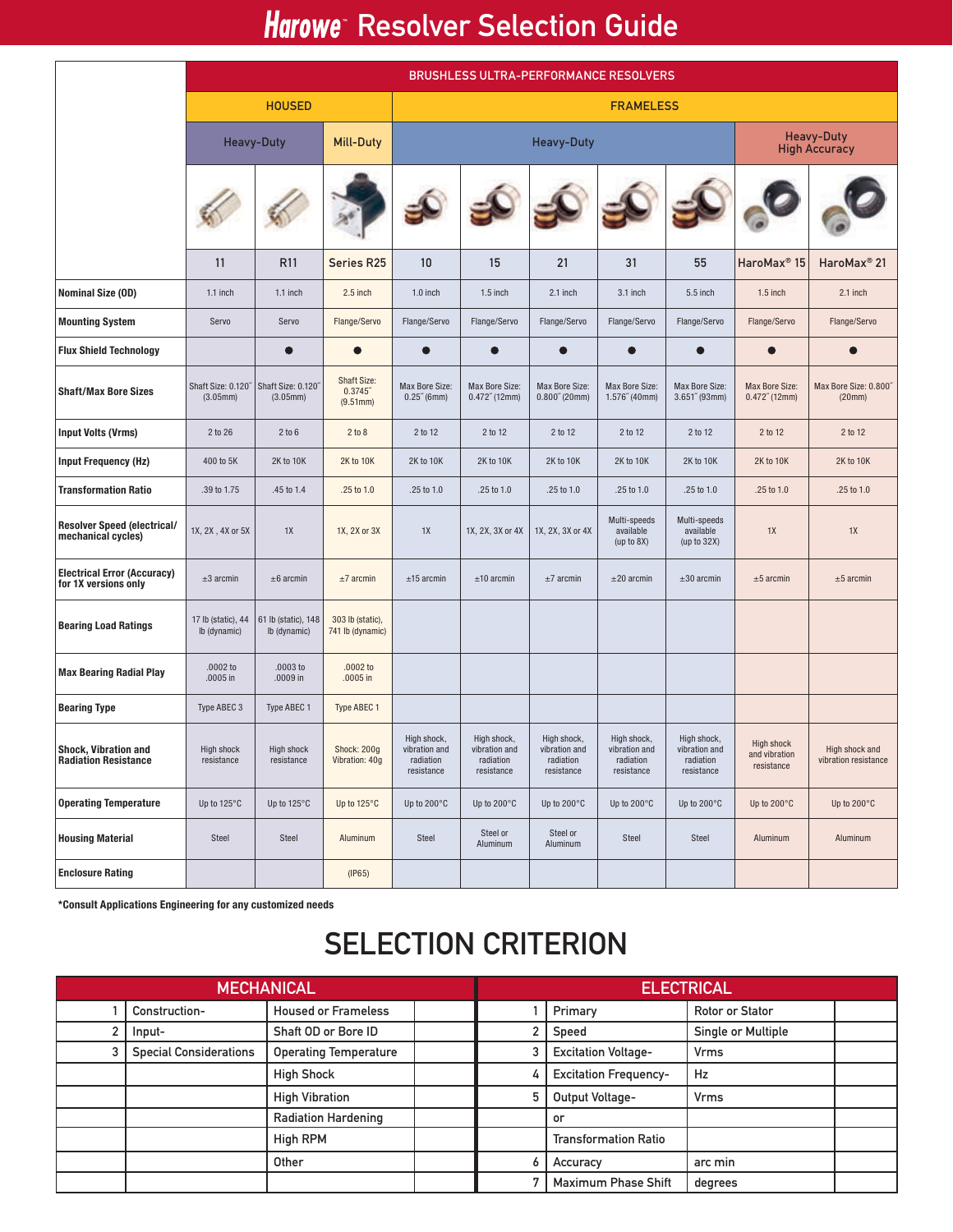# Harowe™ Resolver Selection Guide

| | BRUSHLESS ULTRA-PERFORMANCE RESOLVERS | | | | | | | | | |
|---|---|---|---|---|---|---|---|---|---|---|
| | HOUSED | | | FRAMELESS | | | | | | |
| | Heavy-Duty | | Mill-Duty | Heavy-Duty | | | | | Heavy-Duty High Accuracy | |
| | 11 | R11 | Series R25 | 10 | 15 | 21 | 31 | 55 | HaroMax® 15 | HaroMax® 21 |
| **Nominal Size (OD)** | 1.1 inch | 1.1 inch | 2.5 inch | 1.0 inch | 1.5 inch | 2.1 inch | 3.1 inch | 5.5 inch | 1.5 inch | 2.1 inch |
| **Mounting System** | Servo | Servo | Flange/Servo | Flange/Servo | Flange/Servo | Flange/Servo | Flange/Servo | Flange/Servo | Flange/Servo | Flange/Servo |
| **Flux Shield Technology** | | ● | ● | ● | ● | ● | ● | ● | ● | ● |
| **Shaft/Max Bore Sizes** | Shaft Size: 0.120˝ (3.05mm) | Shaft Size: 0.120˝ (3.05mm) | Shaft Size: 0.3745˝ (9.51mm) | Max Bore Size: 0.25˝ (6mm) | Max Bore Size: 0.472˝ (12mm) | Max Bore Size: 0.800˝ (20mm) | Max Bore Size: 1.576˝ (40mm) | Max Bore Size: 3.651˝ (93mm) | Max Bore Size: 0.472˝ (12mm) | Max Bore Size: 0.800˝ (20mm) |
| **Input Volts (Vrms)** | 2 to 26 | 2 to 6 | 2 to 8 | 2 to 12 | 2 to 12 | 2 to 12 | 2 to 12 | 2 to 12 | 2 to 12 | 2 to 12 |
| **Input Frequency (Hz)** | 400 to 5K | 2K to 10K | 2K to 10K | 2K to 10K | 2K to 10K | 2K to 10K | 2K to 10K | 2K to 10K | 2K to 10K | 2K to 10K |
| **Transformation Ratio** | .39 to 1.75 | .45 to 1.4 | .25 to 1.0 | .25 to 1.0 | .25 to 1.0 | .25 to 1.0 | .25 to 1.0 | .25 to 1.0 | .25 to 1.0 | .25 to 1.0 |
| **Resolver Speed (electrical/ mechanical cycles)** | 1X, 2X , 4X or 5X | 1X | 1X, 2X or 3X | 1X | 1X, 2X, 3X or 4X | 1X, 2X, 3X or 4X | Multi-speeds available (up to 8X) | Multi-speeds available (up to 32X) | 1X | 1X |
| **Electrical Error (Accuracy) for 1X versions only** | ±3 arcmin | ±6 arcmin | ±7 arcmin | ±15 arcmin | ±10 arcmin | ±7 arcmin | ±20 arcmin | ±30 arcmin | ±5 arcmin | ±5 arcmin |
| **Bearing Load Ratings** | 17 lb (static), 44 lb (dynamic) | 61 lb (static), 148 lb (dynamic) | 303 lb (static), 741 lb (dynamic) | | | | | | | |
| **Max Bearing Radial Play** | .0002 to .0005 in | .0003 to .0009 in | .0002 to .0005 in | | | | | | | |
| **Bearing Type** | Type ABEC 3 | Type ABEC 1 | Type ABEC 1 | | | | | | | |
| **Shock, Vibration and Radiation Resistance** | High shock resistance | High shock resistance | Shock: 200g Vibration: 40g | High shock, vibration and radiation resistance | High shock, vibration and radiation resistance | High shock, vibration and radiation resistance | High shock, vibration and radiation resistance | High shock, vibration and radiation resistance | High shock and vibration resistance | High shock and vibration resistance |
| **Operating Temperature** | Up to 125°C | Up to 125°C | Up to 125°C | Up to 200°C | Up to 200°C | Up to 200°C | Up to 200°C | Up to 200°C | Up to 200°C | Up to 200°C |
| **Housing Material** | Steel | Steel | Aluminum | Steel | Steel or Aluminum | Steel or Aluminum | Steel | Steel | Aluminum | Aluminum |
| **Enclosure Rating** | | | (IP65) | | | | | | | |

**\*Consult Applications Engineering for any customized needs**

# SELECTION CRITERION

| MECHANICAL | | | | ELECTRICAL | | | |
|---|---|---|---|---|---|---|---|
| 1 | Construction- | Housed or Frameless | | 1 | Primary | Rotor or Stator | |
| 2 | Input- | Shaft OD or Bore ID | | 2 | Speed | Single or Multiple | |
| 3 | Special Considerations | Operating Temperature | | 3 | Excitation Voltage- | Vrms | |
| | | High Shock | | 4 | Excitation Frequency- | Hz | |
| | | High Vibration | | 5 | Output Voltage- | Vrms | |
| | | Radiation Hardening | | | or | | |
| | | High RPM | | | Transformation Ratio | | |
| | | Other | | 6 | Accuracy | arc min | |
| | | | | 7 | Maximum Phase Shift | degrees | |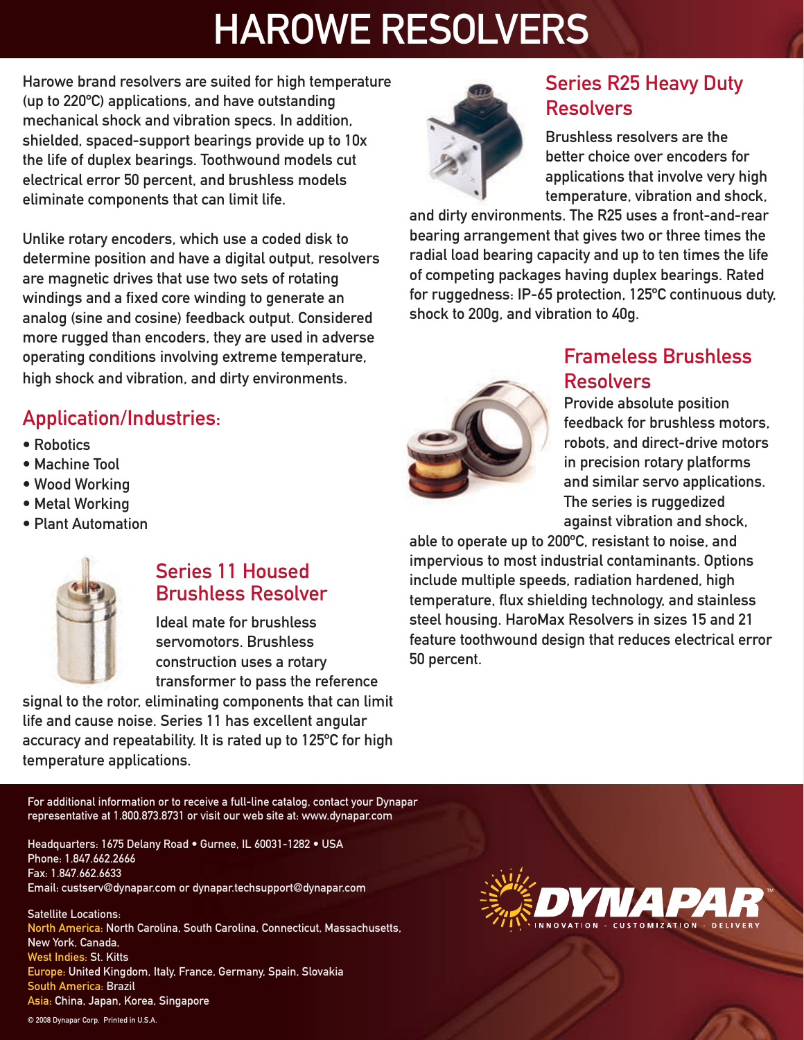# HAROWE RESOLVERS

Harowe brand resolvers are suited for high temperature (up to 220°C) applications, and have outstanding mechanical shock and vibration specs. In addition, shielded, spaced-support bearings provide up to 10x the life of duplex bearings. Toothwound models cut electrical error 50 percent, and brushless models eliminate components that can limit life.

Unlike rotary encoders, which use a coded disk to determine position and have a digital output, resolvers are magnetic drives that use two sets of rotating windings and a fixed core winding to generate an analog (sine and cosine) feedback output. Considered more rugged than encoders, they are used in adverse operating conditions involving extreme temperature, high shock and vibration, and dirty environments.

## Application/Industries:

- Robotics
- Machine Tool
- Wood Working
- Metal Working
- Plant Automation

## Series 11 Housed Brushless Resolver

Ideal mate for brushless servomotors. Brushless construction uses a rotary transformer to pass the reference signal to the rotor, eliminating components that can limit life and cause noise. Series 11 has excellent angular accuracy and repeatability. It is rated up to 125°C for high temperature applications.

## Series R25 Heavy Duty Resolvers

Brushless resolvers are the better choice over encoders for applications that involve very high temperature, vibration and shock, and dirty environments. The R25 uses a front-and-rear bearing arrangement that gives two or three times the radial load bearing capacity and up to ten times the life of competing packages having duplex bearings. Rated for ruggedness: IP-65 protection, 125°C continuous duty, shock to 200g, and vibration to 40g.

## Frameless Brushless Resolvers

Provide absolute position feedback for brushless motors, robots, and direct-drive motors in precision rotary platforms and similar servo applications. The series is ruggedized against vibration and shock, able to operate up to 200°C, resistant to noise, and impervious to most industrial contaminants. Options include multiple speeds, radiation hardened, high temperature, flux shielding technology, and stainless steel housing. HaroMax Resolvers in sizes 15 and 21 feature toothwound design that reduces electrical error 50 percent.

For additional information or to receive a full-line catalog, contact your Dynapar representative at 1.800.873.8731 or visit our web site at: www.dynapar.com

Headquarters: 1675 Delany Road • Gurnee, IL 60031-1282 • USA
Phone: 1.847.662.2666
Fax: 1.847.662.6633
Email: custserv@dynapar.com or dynapar.techsupport@dynapar.com

Satellite Locations:
North America: North Carolina, South Carolina, Connecticut, Massachusetts, New York, Canada,
West Indies: St. Kitts
Europe: United Kingdom, Italy, France, Germany, Spain, Slovakia
South America: Brazil
Asia: China, Japan, Korea, Singapore

DYNAPAR™
INNOVATION - CUSTOMIZATION - DELIVERY

© 2008 Dynapar Corp. Printed in U.S.A.